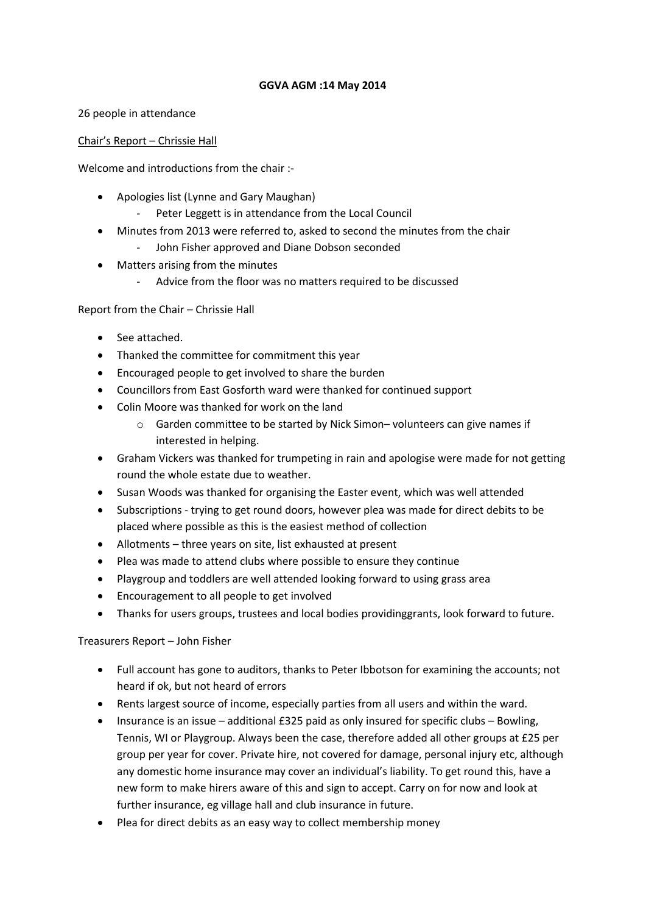**GGVA AGM :14 May 2014**

26 people in attendance

<u>Chair's Report – Chrissie Hall</u>

Welcome and introductions from the chair :-

- Apologies list (Lynne and Gary Maughan)
  - Peter Leggett is in attendance from the Local Council
- Minutes from 2013 were referred to, asked to second the minutes from the chair
  - John Fisher approved and Diane Dobson seconded
- Matters arising from the minutes
  - Advice from the floor was no matters required to be discussed

Report from the Chair – Chrissie Hall

- See attached.
- Thanked the committee for commitment this year
- Encouraged people to get involved to share the burden
- Councillors from East Gosforth ward were thanked for continued support
- Colin Moore was thanked for work on the land
  - Garden committee to be started by Nick Simon– volunteers can give names if interested in helping.
- Graham Vickers was thanked for trumpeting in rain and apologise were made for not getting round the whole estate due to weather.
- Susan Woods was thanked for organising the Easter event, which was well attended
- Subscriptions - trying to get round doors, however plea was made for direct debits to be placed where possible as this is the easiest method of collection
- Allotments – three years on site, list exhausted at present
- Plea was made to attend clubs where possible to ensure they continue
- Playgroup and toddlers are well attended looking forward to using grass area
- Encouragement to all people to get involved
- Thanks for users groups, trustees and local bodies providinggrants, look forward to future.

Treasurers Report – John Fisher

- Full account has gone to auditors, thanks to Peter Ibbotson for examining the accounts; not heard if ok, but not heard of errors
- Rents largest source of income, especially parties from all users and within the ward.
- Insurance is an issue – additional £325 paid as only insured for specific clubs – Bowling, Tennis, WI or Playgroup. Always been the case, therefore added all other groups at £25 per group per year for cover. Private hire, not covered for damage, personal injury etc, although any domestic home insurance may cover an individual's liability. To get round this, have a new form to make hirers aware of this and sign to accept. Carry on for now and look at further insurance, eg village hall and club insurance in future.
- Plea for direct debits as an easy way to collect membership money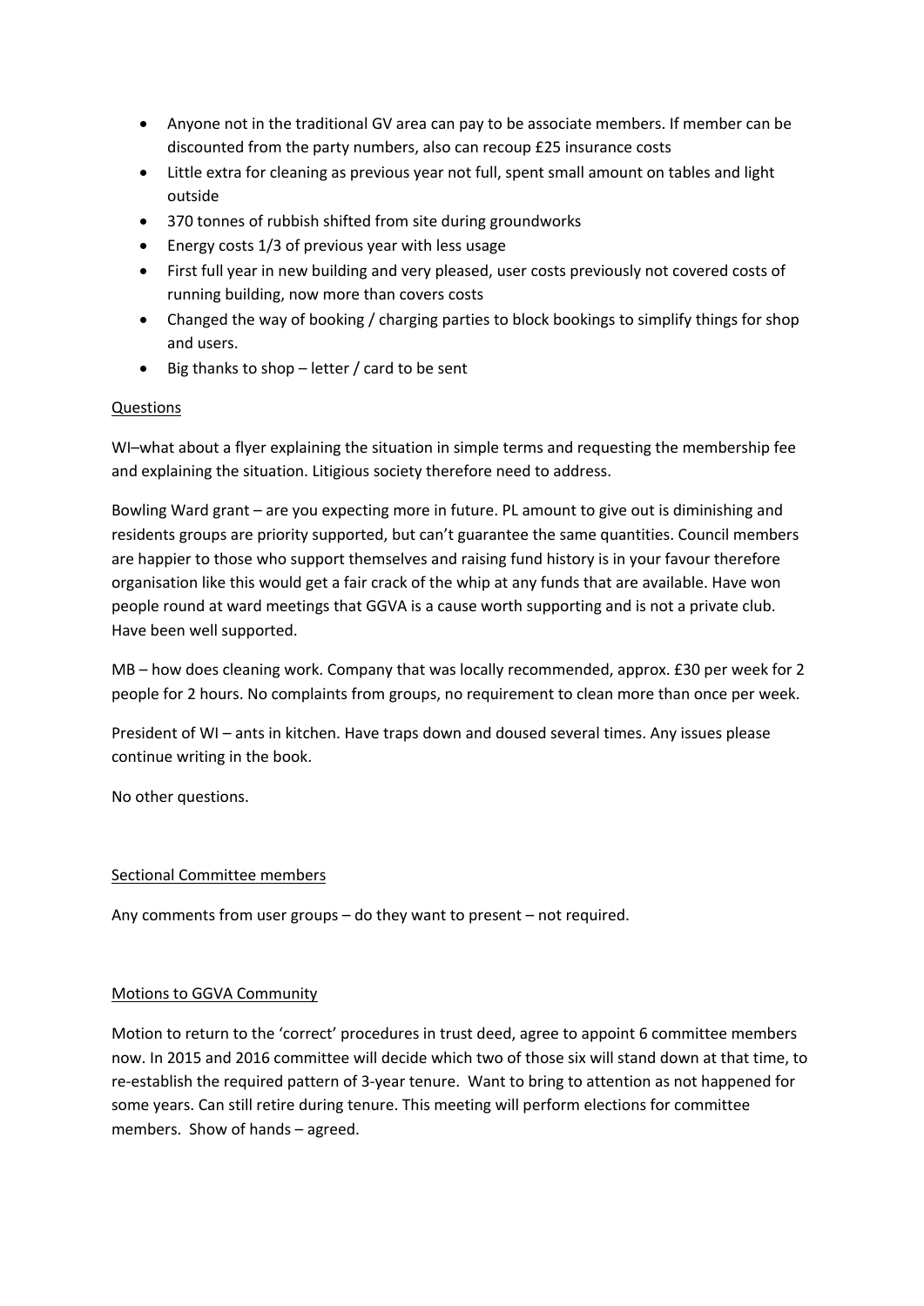- Anyone not in the traditional GV area can pay to be associate members. If member can be discounted from the party numbers, also can recoup £25 insurance costs
- Little extra for cleaning as previous year not full, spent small amount on tables and light outside
- 370 tonnes of rubbish shifted from site during groundworks
- Energy costs 1/3 of previous year with less usage
- First full year in new building and very pleased, user costs previously not covered costs of running building, now more than covers costs
- Changed the way of booking / charging parties to block bookings to simplify things for shop and users.
- Big thanks to shop – letter / card to be sent

<u>Questions</u>

WI–what about a flyer explaining the situation in simple terms and requesting the membership fee and explaining the situation. Litigious society therefore need to address.

Bowling Ward grant – are you expecting more in future. PL amount to give out is diminishing and residents groups are priority supported, but can't guarantee the same quantities. Council members are happier to those who support themselves and raising fund history is in your favour therefore organisation like this would get a fair crack of the whip at any funds that are available. Have won people round at ward meetings that GGVA is a cause worth supporting and is not a private club. Have been well supported.

MB – how does cleaning work. Company that was locally recommended, approx. £30 per week for 2 people for 2 hours. No complaints from groups, no requirement to clean more than once per week.

President of WI – ants in kitchen. Have traps down and doused several times. Any issues please continue writing in the book.

No other questions.

<u>Sectional Committee members</u>

Any comments from user groups – do they want to present – not required.

<u>Motions to GGVA Community</u>

Motion to return to the 'correct' procedures in trust deed, agree to appoint 6 committee members now. In 2015 and 2016 committee will decide which two of those six will stand down at that time, to re-establish the required pattern of 3-year tenure. Want to bring to attention as not happened for some years. Can still retire during tenure. This meeting will perform elections for committee members. Show of hands – agreed.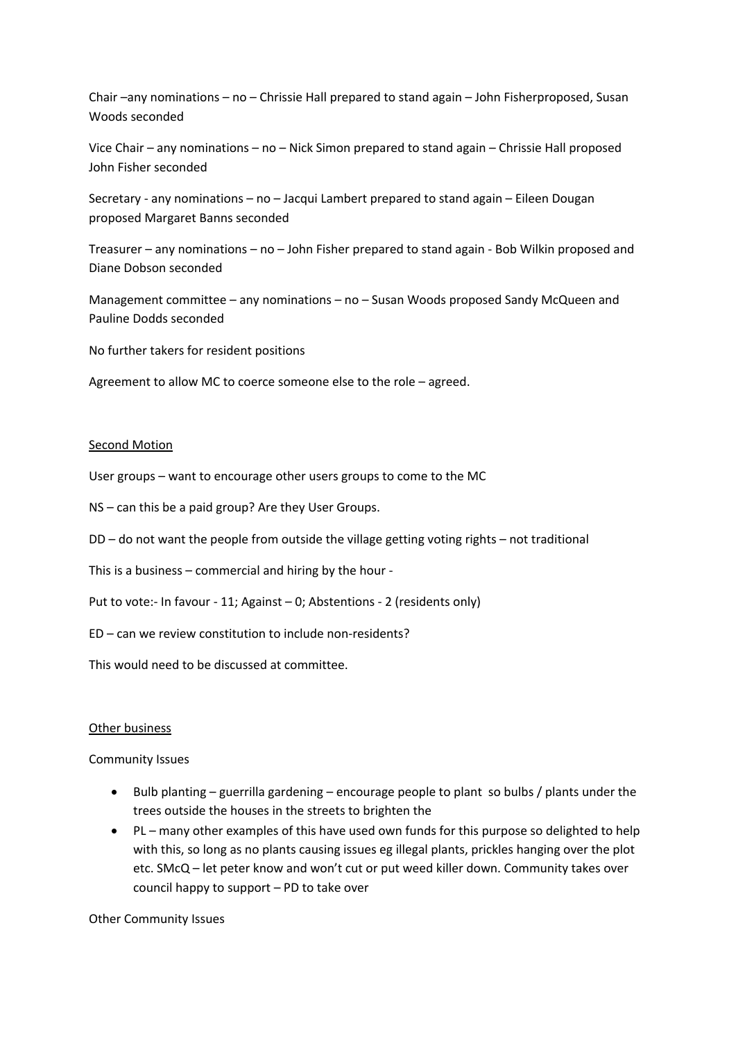Chair –any nominations – no – Chrissie Hall prepared to stand again – John Fisherproposed, Susan Woods seconded

Vice Chair – any nominations – no – Nick Simon prepared to stand again – Chrissie Hall proposed John Fisher seconded

Secretary - any nominations – no – Jacqui Lambert prepared to stand again – Eileen Dougan proposed Margaret Banns seconded

Treasurer – any nominations – no – John Fisher prepared to stand again - Bob Wilkin proposed and Diane Dobson seconded

Management committee – any nominations – no – Susan Woods proposed Sandy McQueen and Pauline Dodds seconded

No further takers for resident positions

Agreement to allow MC to coerce someone else to the role – agreed.

<u>Second Motion</u>

User groups – want to encourage other users groups to come to the MC

NS – can this be a paid group? Are they User Groups.

DD – do not want the people from outside the village getting voting rights – not traditional

This is a business – commercial and hiring by the hour -

Put to vote:- In favour - 11; Against – 0; Abstentions - 2 (residents only)

ED – can we review constitution to include non-residents?

This would need to be discussed at committee.

<u>Other business</u>

Community Issues

- Bulb planting – guerrilla gardening – encourage people to plant so bulbs / plants under the trees outside the houses in the streets to brighten the
- PL – many other examples of this have used own funds for this purpose so delighted to help with this, so long as no plants causing issues eg illegal plants, prickles hanging over the plot etc. SMcQ – let peter know and won't cut or put weed killer down. Community takes over council happy to support – PD to take over

Other Community Issues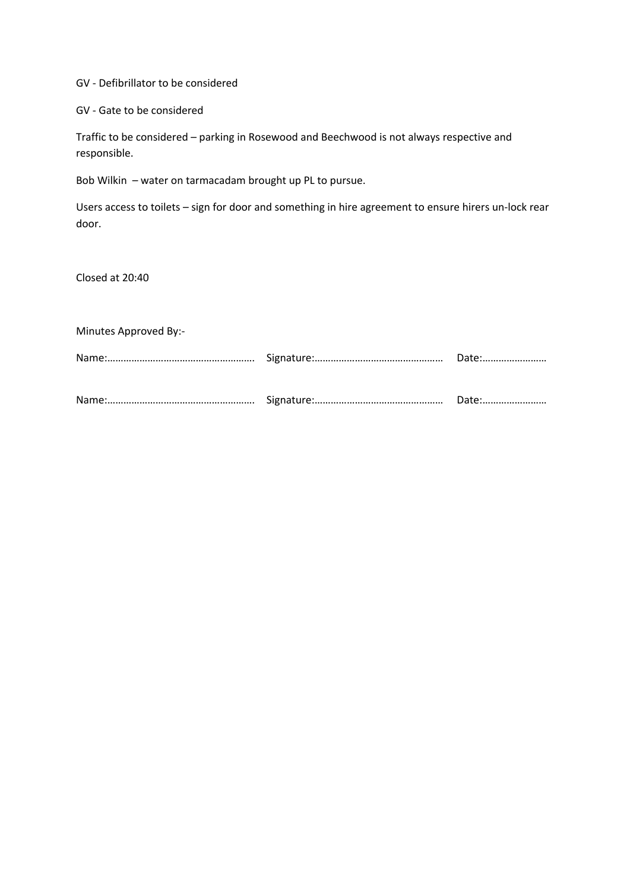GV - Defibrillator to be considered

GV - Gate to be considered

Traffic to be considered – parking in Rosewood and Beechwood is not always respective and responsible.

Bob Wilkin – water on tarmacadam brought up PL to pursue.

Users access to toilets – sign for door and something in hire agreement to ensure hirers un-lock rear door.

Closed at 20:40

Minutes Approved By:-

Name:………………………………………………. Signature:………………………………………… Date:……………………

Name:………………………………………………. Signature:………………………………………… Date:……………………